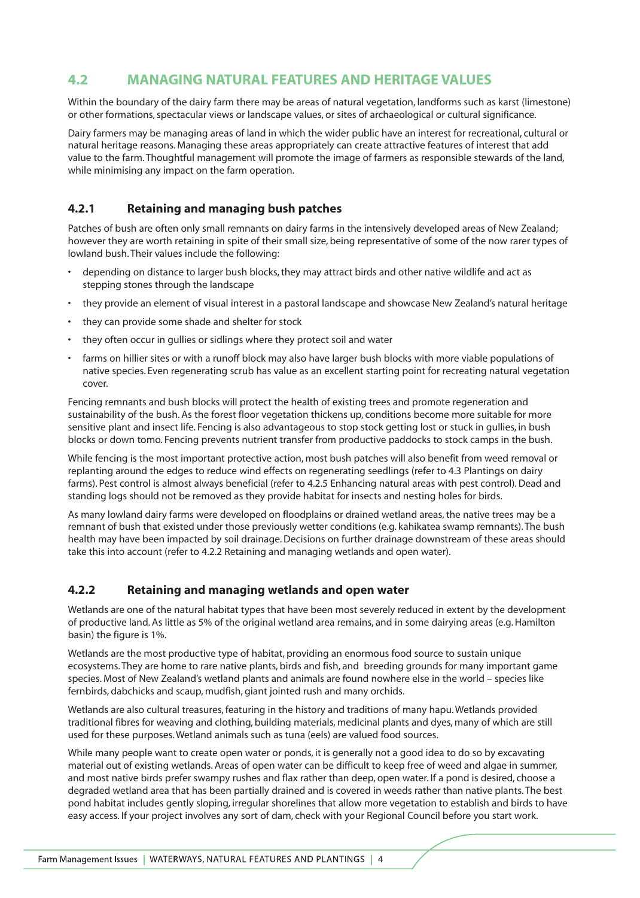## 4.2 MANAGING NATURAL FEATURES AND HERITAGE VALUES

Within the boundary of the dairy farm there may be areas of natural vegetation, landforms such as karst (limestone) or other formations, spectacular views or landscape values, or sites of archaeological or cultural significance.

Dairy farmers may be managing areas of land in which the wider public have an interest for recreational, cultural or natural heritage reasons. Managing these areas appropriately can create attractive features of interest that add value to the farm. Thoughtful management will promote the image of farmers as responsible stewards of the land, while minimising any impact on the farm operation.

### 4.2.1 Retaining and managing bush patches

Patches of bush are often only small remnants on dairy farms in the intensively developed areas of New Zealand; however they are worth retaining in spite of their small size, being representative of some of the now rarer types of lowland bush. Their values include the following:

- depending on distance to larger bush blocks, they may attract birds and other native wildlife and act as stepping stones through the landscape
- they provide an element of visual interest in a pastoral landscape and showcase New Zealand's natural heritage
- they can provide some shade and shelter for stock
- they often occur in gullies or sidlings where they protect soil and water
- farms on hillier sites or with a runoff block may also have larger bush blocks with more viable populations of native species. Even regenerating scrub has value as an excellent starting point for recreating natural vegetation cover.

Fencing remnants and bush blocks will protect the health of existing trees and promote regeneration and sustainability of the bush. As the forest floor vegetation thickens up, conditions become more suitable for more sensitive plant and insect life. Fencing is also advantageous to stop stock getting lost or stuck in gullies, in bush blocks or down tomo. Fencing prevents nutrient transfer from productive paddocks to stock camps in the bush.

While fencing is the most important protective action, most bush patches will also benefit from weed removal or replanting around the edges to reduce wind effects on regenerating seedlings (refer to 4.3 Plantings on dairy farms). Pest control is almost always beneficial (refer to 4.2.5 Enhancing natural areas with pest control). Dead and standing logs should not be removed as they provide habitat for insects and nesting holes for birds.

As many lowland dairy farms were developed on floodplains or drained wetland areas, the native trees may be a remnant of bush that existed under those previously wetter conditions (e.g. kahikatea swamp remnants). The bush health may have been impacted by soil drainage. Decisions on further drainage downstream of these areas should take this into account (refer to 4.2.2 Retaining and managing wetlands and open water).

### 4.2.2 Retaining and managing wetlands and open water

Wetlands are one of the natural habitat types that have been most severely reduced in extent by the development of productive land. As little as 5% of the original wetland area remains, and in some dairying areas (e.g. Hamilton basin) the figure is 1%.

Wetlands are the most productive type of habitat, providing an enormous food source to sustain unique ecosystems. They are home to rare native plants, birds and fish, and breeding grounds for many important game species. Most of New Zealand's wetland plants and animals are found nowhere else in the world – species like fernbirds, dabchicks and scaup, mudfish, giant jointed rush and many orchids.

Wetlands are also cultural treasures, featuring in the history and traditions of many hapu. Wetlands provided traditional fibres for weaving and clothing, building materials, medicinal plants and dyes, many of which are still used for these purposes. Wetland animals such as tuna (eels) are valued food sources.

While many people want to create open water or ponds, it is generally not a good idea to do so by excavating material out of existing wetlands. Areas of open water can be difficult to keep free of weed and algae in summer, and most native birds prefer swampy rushes and flax rather than deep, open water. If a pond is desired, choose a degraded wetland area that has been partially drained and is covered in weeds rather than native plants. The best pond habitat includes gently sloping, irregular shorelines that allow more vegetation to establish and birds to have easy access. If your project involves any sort of dam, check with your Regional Council before you start work.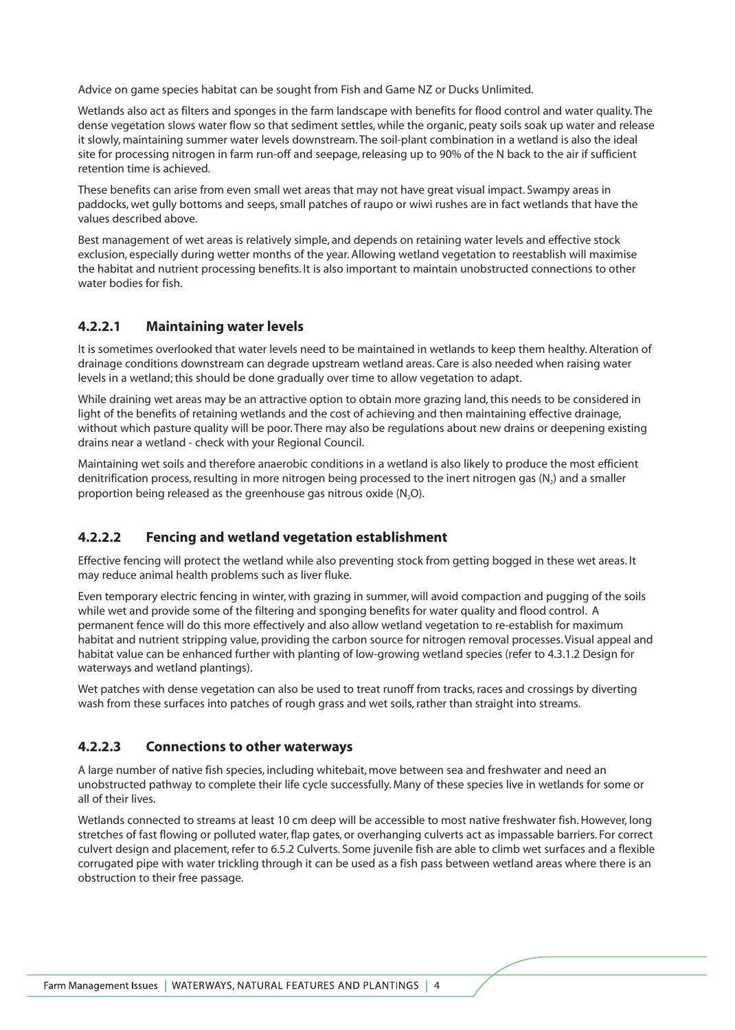Advice on game species habitat can be sought from Fish and Game NZ or Ducks Unlimited.

Wetlands also act as filters and sponges in the farm landscape with benefits for flood control and water quality. The dense vegetation slows water flow so that sediment settles, while the organic, peaty soils soak up water and release it slowly, maintaining summer water levels downstream. The soil-plant combination in a wetland is also the ideal site for processing nitrogen in farm run-off and seepage, releasing up to 90% of the N back to the air if sufficient retention time is achieved.

These benefits can arise from even small wet areas that may not have great visual impact. Swampy areas in paddocks, wet gully bottoms and seeps, small patches of raupo or wiwi rushes are in fact wetlands that have the values described above.

Best management of wet areas is relatively simple, and depends on retaining water levels and effective stock exclusion, especially during wetter months of the year. Allowing wetland vegetation to reestablish will maximise the habitat and nutrient processing benefits. It is also important to maintain unobstructed connections to other water bodies for fish.

### 4.2.2.1 Maintaining water levels

It is sometimes overlooked that water levels need to be maintained in wetlands to keep them healthy. Alteration of drainage conditions downstream can degrade upstream wetland areas. Care is also needed when raising water levels in a wetland; this should be done gradually over time to allow vegetation to adapt.

While draining wet areas may be an attractive option to obtain more grazing land, this needs to be considered in light of the benefits of retaining wetlands and the cost of achieving and then maintaining effective drainage, without which pasture quality will be poor. There may also be regulations about new drains or deepening existing drains near a wetland - check with your Regional Council.

Maintaining wet soils and therefore anaerobic conditions in a wetland is also likely to produce the most efficient denitrification process, resulting in more nitrogen being processed to the inert nitrogen gas ($N_2$) and a smaller proportion being released as the greenhouse gas nitrous oxide ($N_2O$).

### 4.2.2.2 Fencing and wetland vegetation establishment

Effective fencing will protect the wetland while also preventing stock from getting bogged in these wet areas. It may reduce animal health problems such as liver fluke.

Even temporary electric fencing in winter, with grazing in summer, will avoid compaction and pugging of the soils while wet and provide some of the filtering and sponging benefits for water quality and flood control. A permanent fence will do this more effectively and also allow wetland vegetation to re-establish for maximum habitat and nutrient stripping value, providing the carbon source for nitrogen removal processes. Visual appeal and habitat value can be enhanced further with planting of low-growing wetland species (refer to 4.3.1.2 Design for waterways and wetland plantings).

Wet patches with dense vegetation can also be used to treat runoff from tracks, races and crossings by diverting wash from these surfaces into patches of rough grass and wet soils, rather than straight into streams.

### 4.2.2.3 Connections to other waterways

A large number of native fish species, including whitebait, move between sea and freshwater and need an unobstructed pathway to complete their life cycle successfully. Many of these species live in wetlands for some or all of their lives.

Wetlands connected to streams at least 10 cm deep will be accessible to most native freshwater fish. However, long stretches of fast flowing or polluted water, flap gates, or overhanging culverts act as impassable barriers. For correct culvert design and placement, refer to 6.5.2 Culverts. Some juvenile fish are able to climb wet surfaces and a flexible corrugated pipe with water trickling through it can be used as a fish pass between wetland areas where there is an obstruction to their free passage.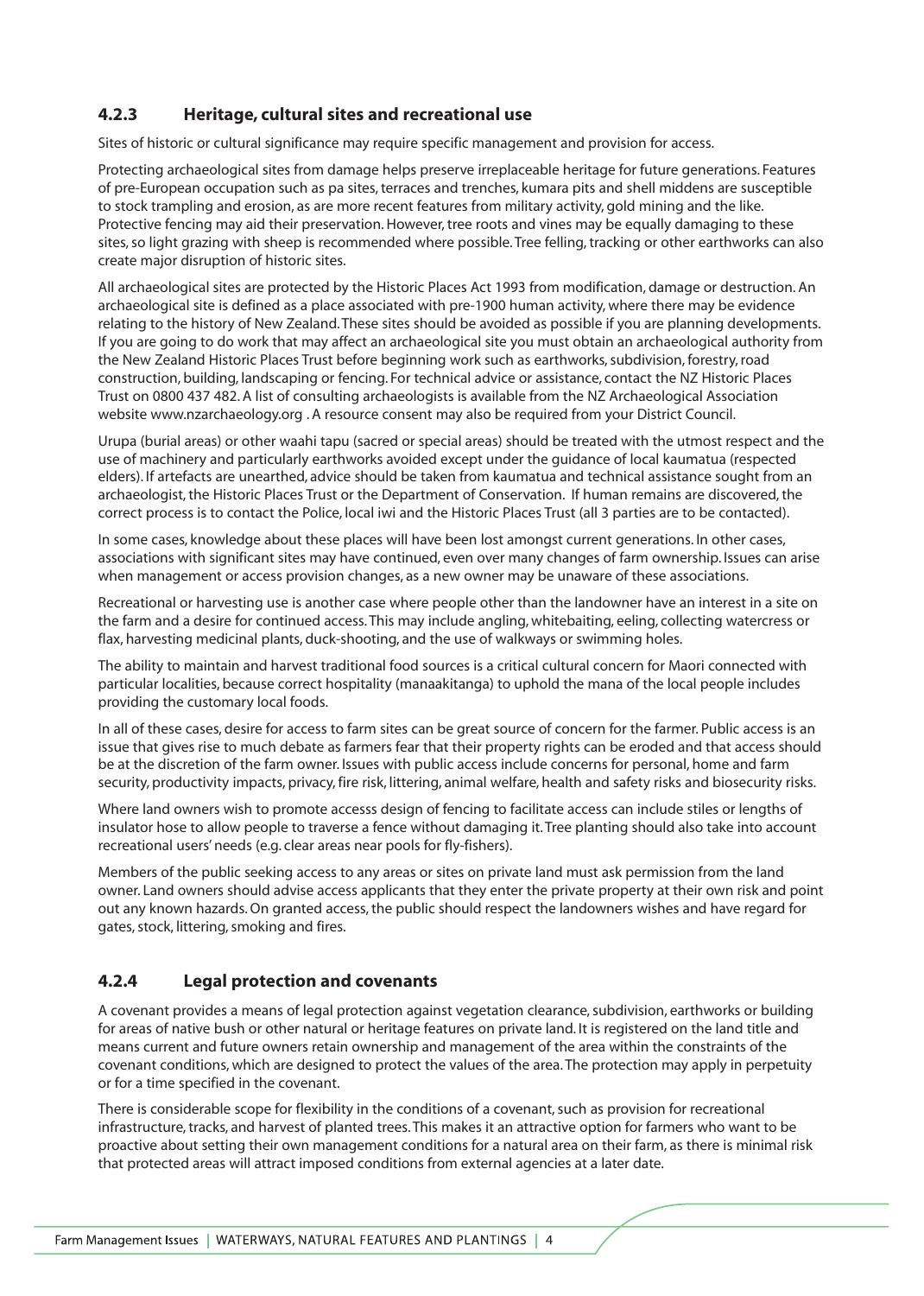### 4.2.3 Heritage, cultural sites and recreational use

Sites of historic or cultural significance may require specific management and provision for access.

Protecting archaeological sites from damage helps preserve irreplaceable heritage for future generations. Features of pre-European occupation such as pa sites, terraces and trenches, kumara pits and shell middens are susceptible to stock trampling and erosion, as are more recent features from military activity, gold mining and the like. Protective fencing may aid their preservation. However, tree roots and vines may be equally damaging to these sites, so light grazing with sheep is recommended where possible. Tree felling, tracking or other earthworks can also create major disruption of historic sites.

All archaeological sites are protected by the Historic Places Act 1993 from modification, damage or destruction. An archaeological site is defined as a place associated with pre-1900 human activity, where there may be evidence relating to the history of New Zealand. These sites should be avoided as possible if you are planning developments. If you are going to do work that may affect an archaeological site you must obtain an archaeological authority from the New Zealand Historic Places Trust before beginning work such as earthworks, subdivision, forestry, road construction, building, landscaping or fencing. For technical advice or assistance, contact the NZ Historic Places Trust on 0800 437 482. A list of consulting archaeologists is available from the NZ Archaeological Association website www.nzarchaeology.org . A resource consent may also be required from your District Council.

Urupa (burial areas) or other waahi tapu (sacred or special areas) should be treated with the utmost respect and the use of machinery and particularly earthworks avoided except under the guidance of local kaumatua (respected elders). If artefacts are unearthed, advice should be taken from kaumatua and technical assistance sought from an archaeologist, the Historic Places Trust or the Department of Conservation. If human remains are discovered, the correct process is to contact the Police, local iwi and the Historic Places Trust (all 3 parties are to be contacted).

In some cases, knowledge about these places will have been lost amongst current generations. In other cases, associations with significant sites may have continued, even over many changes of farm ownership. Issues can arise when management or access provision changes, as a new owner may be unaware of these associations.

Recreational or harvesting use is another case where people other than the landowner have an interest in a site on the farm and a desire for continued access. This may include angling, whitebaiting, eeling, collecting watercress or flax, harvesting medicinal plants, duck-shooting, and the use of walkways or swimming holes.

The ability to maintain and harvest traditional food sources is a critical cultural concern for Maori connected with particular localities, because correct hospitality (manaakitanga) to uphold the mana of the local people includes providing the customary local foods.

In all of these cases, desire for access to farm sites can be great source of concern for the farmer. Public access is an issue that gives rise to much debate as farmers fear that their property rights can be eroded and that access should be at the discretion of the farm owner. Issues with public access include concerns for personal, home and farm security, productivity impacts, privacy, fire risk, littering, animal welfare, health and safety risks and biosecurity risks.

Where land owners wish to promote accesss design of fencing to facilitate access can include stiles or lengths of insulator hose to allow people to traverse a fence without damaging it. Tree planting should also take into account recreational users' needs (e.g. clear areas near pools for fly-fishers).

Members of the public seeking access to any areas or sites on private land must ask permission from the land owner. Land owners should advise access applicants that they enter the private property at their own risk and point out any known hazards. On granted access, the public should respect the landowners wishes and have regard for gates, stock, littering, smoking and fires.

### 4.2.4 Legal protection and covenants

A covenant provides a means of legal protection against vegetation clearance, subdivision, earthworks or building for areas of native bush or other natural or heritage features on private land. It is registered on the land title and means current and future owners retain ownership and management of the area within the constraints of the covenant conditions, which are designed to protect the values of the area. The protection may apply in perpetuity or for a time specified in the covenant.

There is considerable scope for flexibility in the conditions of a covenant, such as provision for recreational infrastructure, tracks, and harvest of planted trees. This makes it an attractive option for farmers who want to be proactive about setting their own management conditions for a natural area on their farm, as there is minimal risk that protected areas will attract imposed conditions from external agencies at a later date.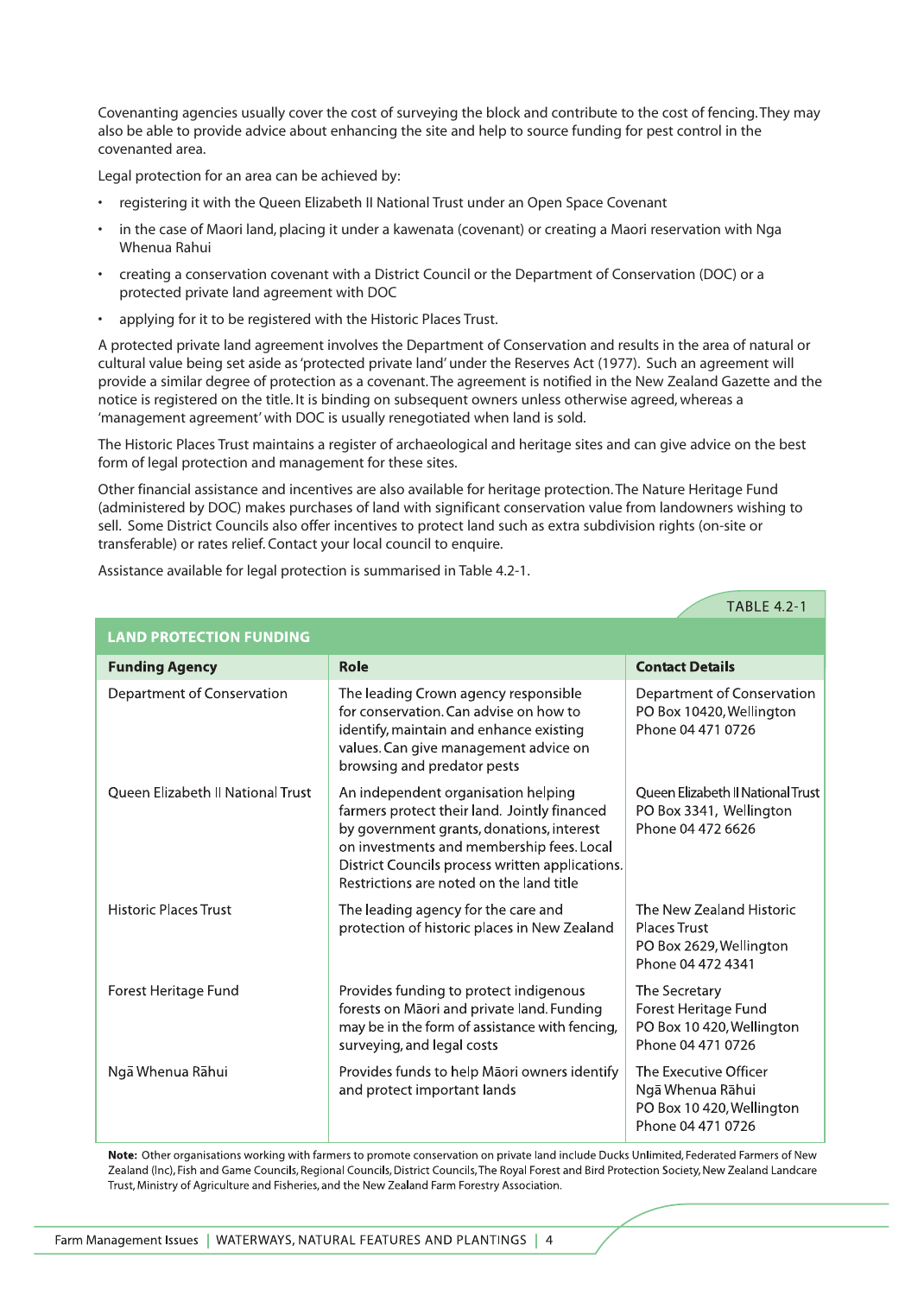Covenanting agencies usually cover the cost of surveying the block and contribute to the cost of fencing. They may also be able to provide advice about enhancing the site and help to source funding for pest control in the covenanted area.

Legal protection for an area can be achieved by:

- registering it with the Queen Elizabeth II National Trust under an Open Space Covenant
- in the case of Maori land, placing it under a kawenata (covenant) or creating a Maori reservation with Nga Whenua Rahui
- creating a conservation covenant with a District Council or the Department of Conservation (DOC) or a protected private land agreement with DOC
- applying for it to be registered with the Historic Places Trust.

A protected private land agreement involves the Department of Conservation and results in the area of natural or cultural value being set aside as 'protected private land' under the Reserves Act (1977). Such an agreement will provide a similar degree of protection as a covenant. The agreement is notified in the New Zealand Gazette and the notice is registered on the title. It is binding on subsequent owners unless otherwise agreed, whereas a 'management agreement' with DOC is usually renegotiated when land is sold.

The Historic Places Trust maintains a register of archaeological and heritage sites and can give advice on the best form of legal protection and management for these sites.

Other financial assistance and incentives are also available for heritage protection. The Nature Heritage Fund (administered by DOC) makes purchases of land with significant conservation value from landowners wishing to sell. Some District Councils also offer incentives to protect land such as extra subdivision rights (on-site or transferable) or rates relief. Contact your local council to enquire.

Assistance available for legal protection is summarised in Table 4.2-1.

TABLE 4.2-1

**LAND PROTECTION FUNDING**

| Funding Agency | Role | Contact Details |
|---|---|---|
| Department of Conservation | The leading Crown agency responsible for conservation. Can advise on how to identify, maintain and enhance existing values. Can give management advice on browsing and predator pests | Department of Conservation<br>PO Box 10420, Wellington<br>Phone 04 471 0726 |
| Queen Elizabeth II National Trust | An independent organisation helping farmers protect their land. Jointly financed by government grants, donations, interest on investments and membership fees. Local District Councils process written applications. Restrictions are noted on the land title | Queen Elizabeth II National Trust<br>PO Box 3341, Wellington<br>Phone 04 472 6626 |
| Historic Places Trust | The leading agency for the care and protection of historic places in New Zealand | The New Zealand Historic Places Trust<br>PO Box 2629, Wellington<br>Phone 04 472 4341 |
| Forest Heritage Fund | Provides funding to protect indigenous forests on Māori and private land. Funding may be in the form of assistance with fencing, surveying, and legal costs | The Secretary<br>Forest Heritage Fund<br>PO Box 10 420, Wellington<br>Phone 04 471 0726 |
| Ngā Whenua Rāhui | Provides funds to help Māori owners identify and protect important lands | The Executive Officer<br>Ngā Whenua Rāhui<br>PO Box 10 420, Wellington<br>Phone 04 471 0726 |

**Note:** Other organisations working with farmers to promote conservation on private land include Ducks Unlimited, Federated Farmers of New Zealand (Inc), Fish and Game Councils, Regional Councils, District Councils, The Royal Forest and Bird Protection Society, New Zealand Landcare Trust, Ministry of Agriculture and Fisheries, and the New Zealand Farm Forestry Association.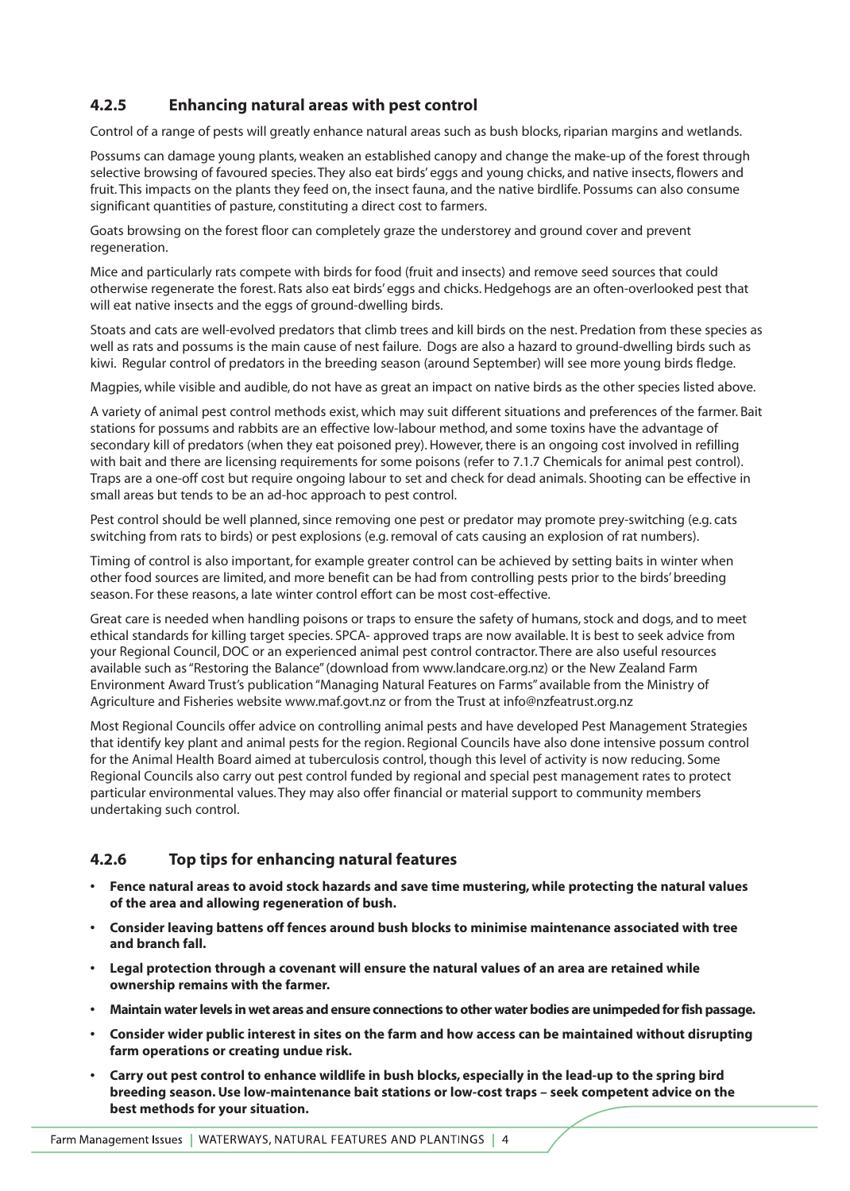### 4.2.5 Enhancing natural areas with pest control

Control of a range of pests will greatly enhance natural areas such as bush blocks, riparian margins and wetlands.

Possums can damage young plants, weaken an established canopy and change the make-up of the forest through selective browsing of favoured species. They also eat birds' eggs and young chicks, and native insects, flowers and fruit. This impacts on the plants they feed on, the insect fauna, and the native birdlife. Possums can also consume significant quantities of pasture, constituting a direct cost to farmers.

Goats browsing on the forest floor can completely graze the understorey and ground cover and prevent regeneration.

Mice and particularly rats compete with birds for food (fruit and insects) and remove seed sources that could otherwise regenerate the forest. Rats also eat birds' eggs and chicks. Hedgehogs are an often-overlooked pest that will eat native insects and the eggs of ground-dwelling birds.

Stoats and cats are well-evolved predators that climb trees and kill birds on the nest. Predation from these species as well as rats and possums is the main cause of nest failure. Dogs are also a hazard to ground-dwelling birds such as kiwi. Regular control of predators in the breeding season (around September) will see more young birds fledge.

Magpies, while visible and audible, do not have as great an impact on native birds as the other species listed above.

A variety of animal pest control methods exist, which may suit different situations and preferences of the farmer. Bait stations for possums and rabbits are an effective low-labour method, and some toxins have the advantage of secondary kill of predators (when they eat poisoned prey). However, there is an ongoing cost involved in refilling with bait and there are licensing requirements for some poisons (refer to 7.1.7 Chemicals for animal pest control). Traps are a one-off cost but require ongoing labour to set and check for dead animals. Shooting can be effective in small areas but tends to be an ad-hoc approach to pest control.

Pest control should be well planned, since removing one pest or predator may promote prey-switching (e.g. cats switching from rats to birds) or pest explosions (e.g. removal of cats causing an explosion of rat numbers).

Timing of control is also important, for example greater control can be achieved by setting baits in winter when other food sources are limited, and more benefit can be had from controlling pests prior to the birds' breeding season. For these reasons, a late winter control effort can be most cost-effective.

Great care is needed when handling poisons or traps to ensure the safety of humans, stock and dogs, and to meet ethical standards for killing target species. SPCA- approved traps are now available. It is best to seek advice from your Regional Council, DOC or an experienced animal pest control contractor. There are also useful resources available such as "Restoring the Balance" (download from www.landcare.org.nz) or the New Zealand Farm Environment Award Trust's publication "Managing Natural Features on Farms" available from the Ministry of Agriculture and Fisheries website www.maf.govt.nz or from the Trust at info@nzfeatrust.org.nz

Most Regional Councils offer advice on controlling animal pests and have developed Pest Management Strategies that identify key plant and animal pests for the region. Regional Councils have also done intensive possum control for the Animal Health Board aimed at tuberculosis control, though this level of activity is now reducing. Some Regional Councils also carry out pest control funded by regional and special pest management rates to protect particular environmental values. They may also offer financial or material support to community members undertaking such control.

### 4.2.6 Top tips for enhancing natural features

- **Fence natural areas to avoid stock hazards and save time mustering, while protecting the natural values of the area and allowing regeneration of bush.**
- **Consider leaving battens off fences around bush blocks to minimise maintenance associated with tree and branch fall.**
- **Legal protection through a covenant will ensure the natural values of an area are retained while ownership remains with the farmer.**
- **Maintain water levels in wet areas and ensure connections to other water bodies are unimpeded for fish passage.**
- **Consider wider public interest in sites on the farm and how access can be maintained without disrupting farm operations or creating undue risk.**
- **Carry out pest control to enhance wildlife in bush blocks, especially in the lead-up to the spring bird breeding season. Use low-maintenance bait stations or low-cost traps – seek competent advice on the best methods for your situation.**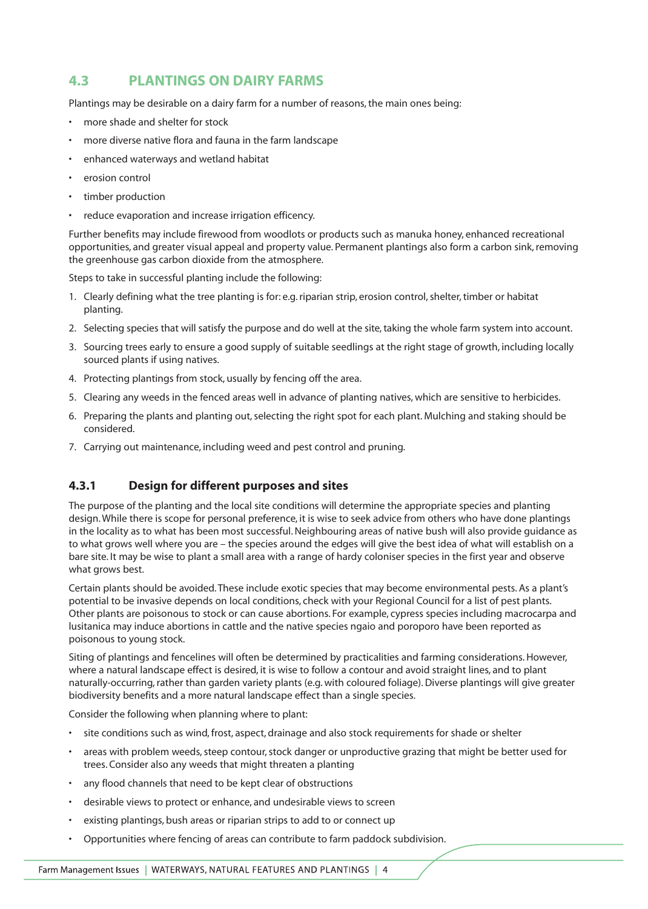## 4.3 PLANTINGS ON DAIRY FARMS

Plantings may be desirable on a dairy farm for a number of reasons, the main ones being:

- more shade and shelter for stock
- more diverse native flora and fauna in the farm landscape
- enhanced waterways and wetland habitat
- erosion control
- timber production
- reduce evaporation and increase irrigation efficency.

Further benefits may include firewood from woodlots or products such as manuka honey, enhanced recreational opportunities, and greater visual appeal and property value. Permanent plantings also form a carbon sink, removing the greenhouse gas carbon dioxide from the atmosphere.

Steps to take in successful planting include the following:

1. Clearly defining what the tree planting is for: e.g. riparian strip, erosion control, shelter, timber or habitat planting.
2. Selecting species that will satisfy the purpose and do well at the site, taking the whole farm system into account.
3. Sourcing trees early to ensure a good supply of suitable seedlings at the right stage of growth, including locally sourced plants if using natives.
4. Protecting plantings from stock, usually by fencing off the area.
5. Clearing any weeds in the fenced areas well in advance of planting natives, which are sensitive to herbicides.
6. Preparing the plants and planting out, selecting the right spot for each plant. Mulching and staking should be considered.
7. Carrying out maintenance, including weed and pest control and pruning.

### 4.3.1 Design for different purposes and sites

The purpose of the planting and the local site conditions will determine the appropriate species and planting design. While there is scope for personal preference, it is wise to seek advice from others who have done plantings in the locality as to what has been most successful. Neighbouring areas of native bush will also provide guidance as to what grows well where you are – the species around the edges will give the best idea of what will establish on a bare site. It may be wise to plant a small area with a range of hardy coloniser species in the first year and observe what grows best.

Certain plants should be avoided. These include exotic species that may become environmental pests. As a plant's potential to be invasive depends on local conditions, check with your Regional Council for a list of pest plants. Other plants are poisonous to stock or can cause abortions. For example, cypress species including macrocarpa and lusitanica may induce abortions in cattle and the native species ngaio and poroporo have been reported as poisonous to young stock.

Siting of plantings and fencelines will often be determined by practicalities and farming considerations. However, where a natural landscape effect is desired, it is wise to follow a contour and avoid straight lines, and to plant naturally-occurring, rather than garden variety plants (e.g. with coloured foliage). Diverse plantings will give greater biodiversity benefits and a more natural landscape effect than a single species.

Consider the following when planning where to plant:

- site conditions such as wind, frost, aspect, drainage and also stock requirements for shade or shelter
- areas with problem weeds, steep contour, stock danger or unproductive grazing that might be better used for trees. Consider also any weeds that might threaten a planting
- any flood channels that need to be kept clear of obstructions
- desirable views to protect or enhance, and undesirable views to screen
- existing plantings, bush areas or riparian strips to add to or connect up
- Opportunities where fencing of areas can contribute to farm paddock subdivision.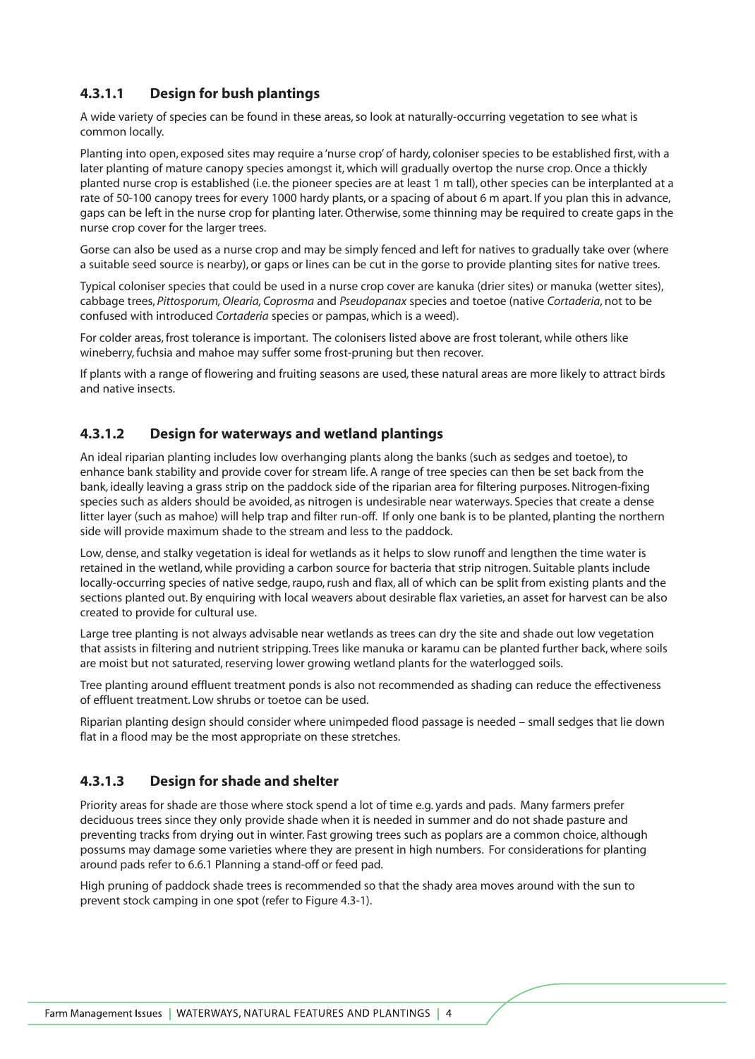### 4.3.1.1 Design for bush plantings

A wide variety of species can be found in these areas, so look at naturally-occurring vegetation to see what is common locally.

Planting into open, exposed sites may require a 'nurse crop' of hardy, coloniser species to be established first, with a later planting of mature canopy species amongst it, which will gradually overtop the nurse crop. Once a thickly planted nurse crop is established (i.e. the pioneer species are at least 1 m tall), other species can be interplanted at a rate of 50-100 canopy trees for every 1000 hardy plants, or a spacing of about 6 m apart. If you plan this in advance, gaps can be left in the nurse crop for planting later. Otherwise, some thinning may be required to create gaps in the nurse crop cover for the larger trees.

Gorse can also be used as a nurse crop and may be simply fenced and left for natives to gradually take over (where a suitable seed source is nearby), or gaps or lines can be cut in the gorse to provide planting sites for native trees.

Typical coloniser species that could be used in a nurse crop cover are kanuka (drier sites) or manuka (wetter sites), cabbage trees, *Pittosporum, Olearia, Coprosma* and *Pseudopanax* species and toetoe (native *Cortaderia*, not to be confused with introduced *Cortaderia* species or pampas, which is a weed).

For colder areas, frost tolerance is important. The colonisers listed above are frost tolerant, while others like wineberry, fuchsia and mahoe may suffer some frost-pruning but then recover.

If plants with a range of flowering and fruiting seasons are used, these natural areas are more likely to attract birds and native insects.

### 4.3.1.2 Design for waterways and wetland plantings

An ideal riparian planting includes low overhanging plants along the banks (such as sedges and toetoe), to enhance bank stability and provide cover for stream life. A range of tree species can then be set back from the bank, ideally leaving a grass strip on the paddock side of the riparian area for filtering purposes. Nitrogen-fixing species such as alders should be avoided, as nitrogen is undesirable near waterways. Species that create a dense litter layer (such as mahoe) will help trap and filter run-off. If only one bank is to be planted, planting the northern side will provide maximum shade to the stream and less to the paddock.

Low, dense, and stalky vegetation is ideal for wetlands as it helps to slow runoff and lengthen the time water is retained in the wetland, while providing a carbon source for bacteria that strip nitrogen. Suitable plants include locally-occurring species of native sedge, raupo, rush and flax, all of which can be split from existing plants and the sections planted out. By enquiring with local weavers about desirable flax varieties, an asset for harvest can be also created to provide for cultural use.

Large tree planting is not always advisable near wetlands as trees can dry the site and shade out low vegetation that assists in filtering and nutrient stripping. Trees like manuka or karamu can be planted further back, where soils are moist but not saturated, reserving lower growing wetland plants for the waterlogged soils.

Tree planting around effluent treatment ponds is also not recommended as shading can reduce the effectiveness of effluent treatment. Low shrubs or toetoe can be used.

Riparian planting design should consider where unimpeded flood passage is needed – small sedges that lie down flat in a flood may be the most appropriate on these stretches.

### 4.3.1.3 Design for shade and shelter

Priority areas for shade are those where stock spend a lot of time e.g. yards and pads. Many farmers prefer deciduous trees since they only provide shade when it is needed in summer and do not shade pasture and preventing tracks from drying out in winter. Fast growing trees such as poplars are a common choice, although possums may damage some varieties where they are present in high numbers. For considerations for planting around pads refer to 6.6.1 Planning a stand-off or feed pad.

High pruning of paddock shade trees is recommended so that the shady area moves around with the sun to prevent stock camping in one spot (refer to Figure 4.3-1).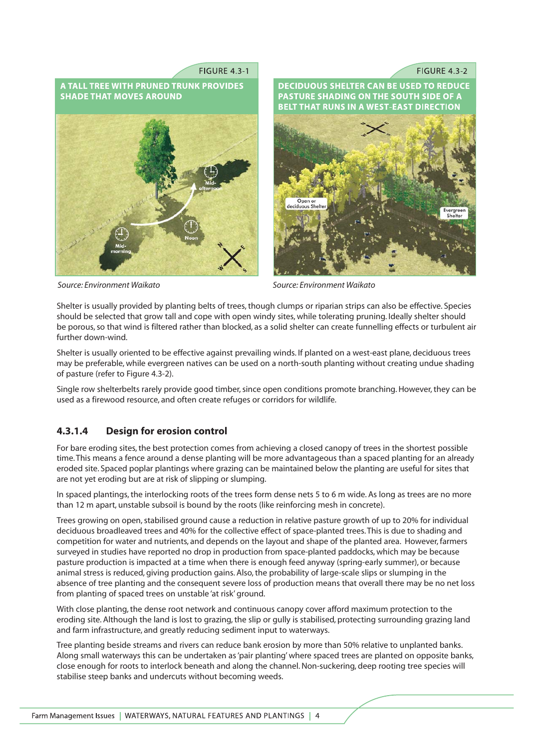FIGURE 4.3-1

**A TALL TREE WITH PRUNED TRUNK PROVIDES SHADE THAT MOVES AROUND**

*Source: Environment Waikato*

FIGURE 4.3-2

**DECIDUOUS SHELTER CAN BE USED TO REDUCE PASTURE SHADING ON THE SOUTH SIDE OF A BELT THAT RUNS IN A WEST-EAST DIRECTION**

*Source: Environment Waikato*

Shelter is usually provided by planting belts of trees, though clumps or riparian strips can also be effective. Species should be selected that grow tall and cope with open windy sites, while tolerating pruning. Ideally shelter should be porous, so that wind is filtered rather than blocked, as a solid shelter can create funnelling effects or turbulent air further down-wind.

Shelter is usually oriented to be effective against prevailing winds. If planted on a west-east plane, deciduous trees may be preferable, while evergreen natives can be used on a north-south planting without creating undue shading of pasture (refer to Figure 4.3-2).

Single row shelterbelts rarely provide good timber, since open conditions promote branching. However, they can be used as a firewood resource, and often create refuges or corridors for wildlife.

### 4.3.1.4 Design for erosion control

For bare eroding sites, the best protection comes from achieving a closed canopy of trees in the shortest possible time. This means a fence around a dense planting will be more advantageous than a spaced planting for an already eroded site. Spaced poplar plantings where grazing can be maintained below the planting are useful for sites that are not yet eroding but are at risk of slipping or slumping.

In spaced plantings, the interlocking roots of the trees form dense nets 5 to 6 m wide. As long as trees are no more than 12 m apart, unstable subsoil is bound by the roots (like reinforcing mesh in concrete).

Trees growing on open, stabilised ground cause a reduction in relative pasture growth of up to 20% for individual deciduous broadleaved trees and 40% for the collective effect of space-planted trees. This is due to shading and competition for water and nutrients, and depends on the layout and shape of the planted area. However, farmers surveyed in studies have reported no drop in production from space-planted paddocks, which may be because pasture production is impacted at a time when there is enough feed anyway (spring-early summer), or because animal stress is reduced, giving production gains. Also, the probability of large-scale slips or slumping in the absence of tree planting and the consequent severe loss of production means that overall there may be no net loss from planting of spaced trees on unstable 'at risk' ground.

With close planting, the dense root network and continuous canopy cover afford maximum protection to the eroding site. Although the land is lost to grazing, the slip or gully is stabilised, protecting surrounding grazing land and farm infrastructure, and greatly reducing sediment input to waterways.

Tree planting beside streams and rivers can reduce bank erosion by more than 50% relative to unplanted banks. Along small waterways this can be undertaken as 'pair planting' where spaced trees are planted on opposite banks, close enough for roots to interlock beneath and along the channel. Non-suckering, deep rooting tree species will stabilise steep banks and undercuts without becoming weeds.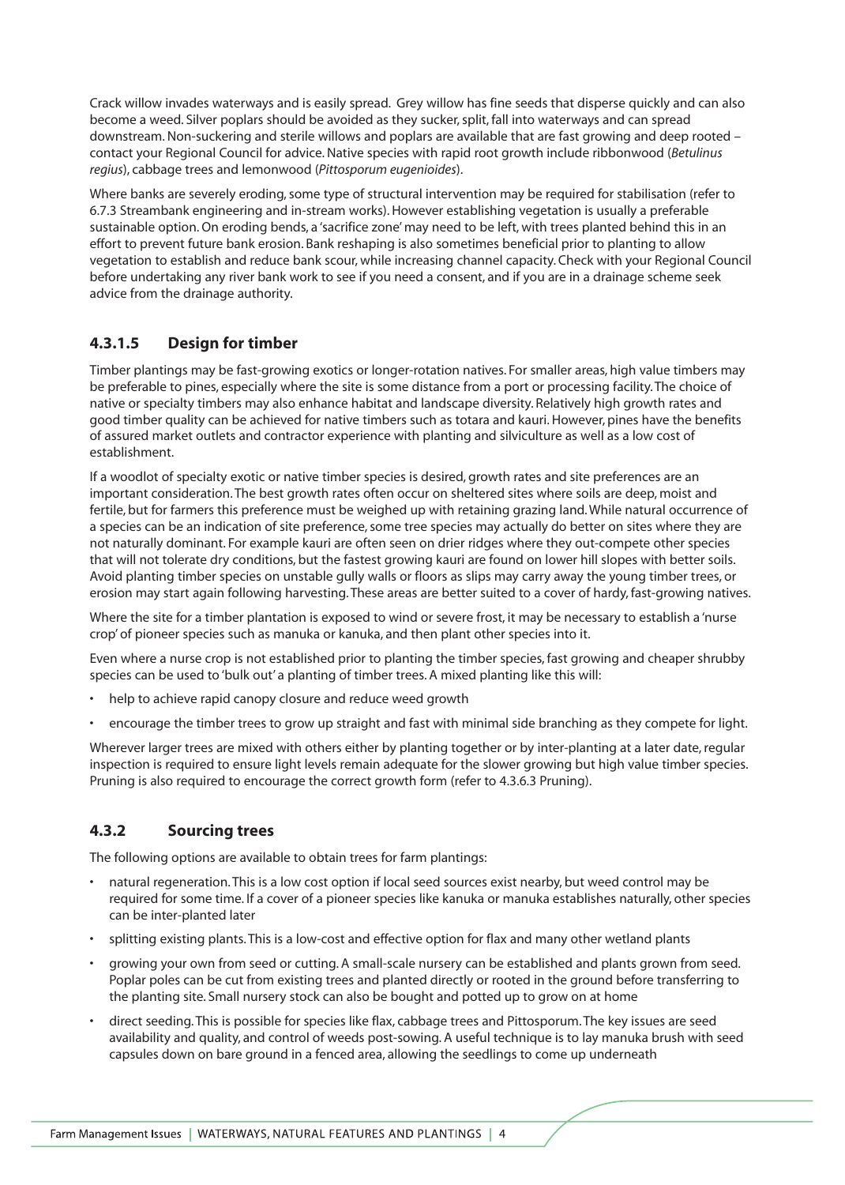Crack willow invades waterways and is easily spread. Grey willow has fine seeds that disperse quickly and can also become a weed. Silver poplars should be avoided as they sucker, split, fall into waterways and can spread downstream. Non-suckering and sterile willows and poplars are available that are fast growing and deep rooted – contact your Regional Council for advice. Native species with rapid root growth include ribbonwood (*Betulinus regius*), cabbage trees and lemonwood (*Pittosporum eugenioides*).

Where banks are severely eroding, some type of structural intervention may be required for stabilisation (refer to 6.7.3 Streambank engineering and in-stream works). However establishing vegetation is usually a preferable sustainable option. On eroding bends, a 'sacrifice zone' may need to be left, with trees planted behind this in an effort to prevent future bank erosion. Bank reshaping is also sometimes beneficial prior to planting to allow vegetation to establish and reduce bank scour, while increasing channel capacity. Check with your Regional Council before undertaking any river bank work to see if you need a consent, and if you are in a drainage scheme seek advice from the drainage authority.

### 4.3.1.5 Design for timber

Timber plantings may be fast-growing exotics or longer-rotation natives. For smaller areas, high value timbers may be preferable to pines, especially where the site is some distance from a port or processing facility. The choice of native or specialty timbers may also enhance habitat and landscape diversity. Relatively high growth rates and good timber quality can be achieved for native timbers such as totara and kauri. However, pines have the benefits of assured market outlets and contractor experience with planting and silviculture as well as a low cost of establishment.

If a woodlot of specialty exotic or native timber species is desired, growth rates and site preferences are an important consideration. The best growth rates often occur on sheltered sites where soils are deep, moist and fertile, but for farmers this preference must be weighed up with retaining grazing land. While natural occurrence of a species can be an indication of site preference, some tree species may actually do better on sites where they are not naturally dominant. For example kauri are often seen on drier ridges where they out-compete other species that will not tolerate dry conditions, but the fastest growing kauri are found on lower hill slopes with better soils. Avoid planting timber species on unstable gully walls or floors as slips may carry away the young timber trees, or erosion may start again following harvesting. These areas are better suited to a cover of hardy, fast-growing natives.

Where the site for a timber plantation is exposed to wind or severe frost, it may be necessary to establish a 'nurse crop' of pioneer species such as manuka or kanuka, and then plant other species into it.

Even where a nurse crop is not established prior to planting the timber species, fast growing and cheaper shrubby species can be used to 'bulk out' a planting of timber trees. A mixed planting like this will:

- help to achieve rapid canopy closure and reduce weed growth
- encourage the timber trees to grow up straight and fast with minimal side branching as they compete for light.

Wherever larger trees are mixed with others either by planting together or by inter-planting at a later date, regular inspection is required to ensure light levels remain adequate for the slower growing but high value timber species. Pruning is also required to encourage the correct growth form (refer to 4.3.6.3 Pruning).

## 4.3.2 Sourcing trees

The following options are available to obtain trees for farm plantings:

- natural regeneration. This is a low cost option if local seed sources exist nearby, but weed control may be required for some time. If a cover of a pioneer species like kanuka or manuka establishes naturally, other species can be inter-planted later
- splitting existing plants. This is a low-cost and effective option for flax and many other wetland plants
- growing your own from seed or cutting. A small-scale nursery can be established and plants grown from seed. Poplar poles can be cut from existing trees and planted directly or rooted in the ground before transferring to the planting site. Small nursery stock can also be bought and potted up to grow on at home
- direct seeding. This is possible for species like flax, cabbage trees and Pittosporum. The key issues are seed availability and quality, and control of weeds post-sowing. A useful technique is to lay manuka brush with seed capsules down on bare ground in a fenced area, allowing the seedlings to come up underneath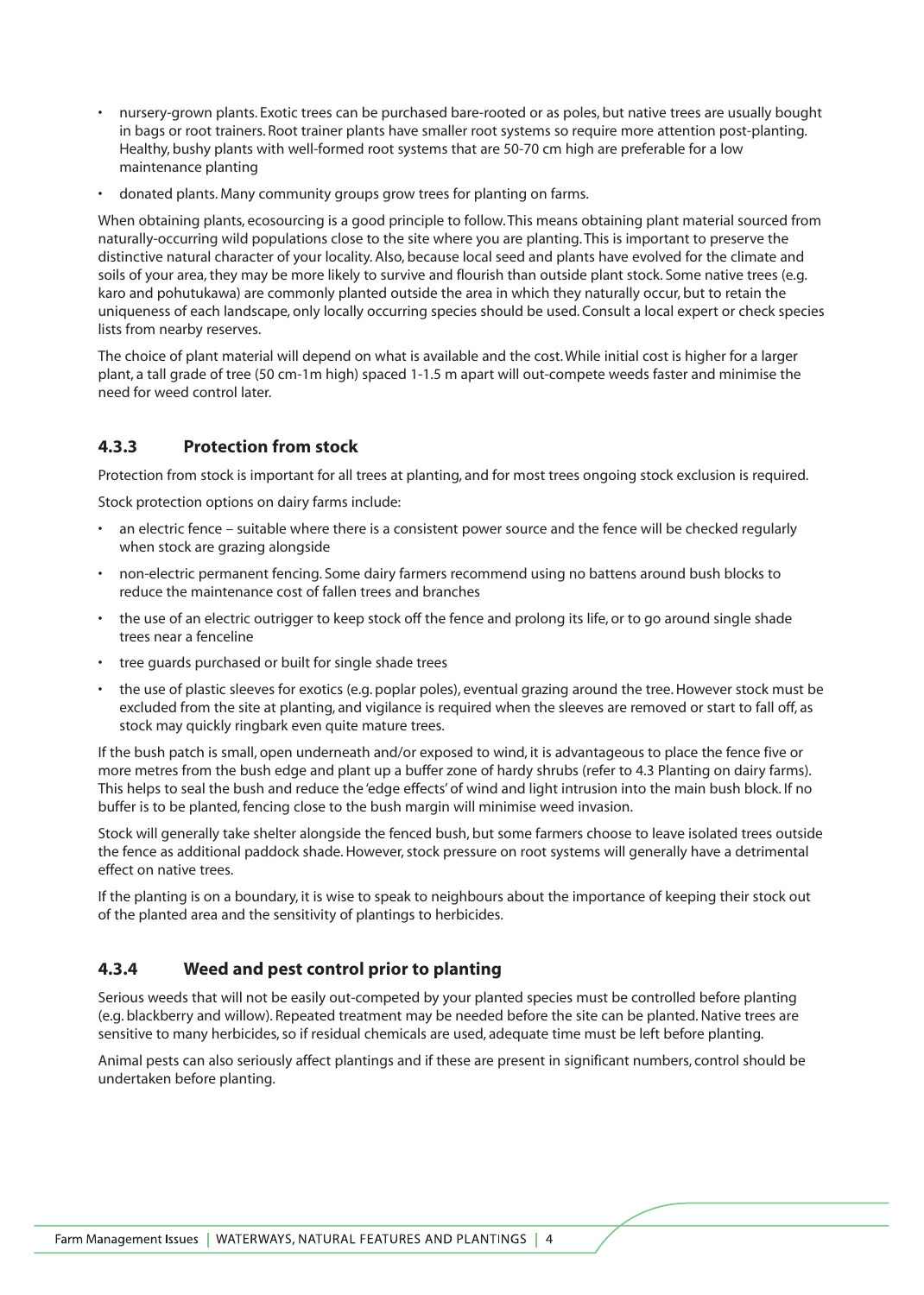- nursery-grown plants. Exotic trees can be purchased bare-rooted or as poles, but native trees are usually bought in bags or root trainers. Root trainer plants have smaller root systems so require more attention post-planting. Healthy, bushy plants with well-formed root systems that are 50-70 cm high are preferable for a low maintenance planting
- donated plants. Many community groups grow trees for planting on farms.

When obtaining plants, ecosourcing is a good principle to follow. This means obtaining plant material sourced from naturally-occurring wild populations close to the site where you are planting. This is important to preserve the distinctive natural character of your locality. Also, because local seed and plants have evolved for the climate and soils of your area, they may be more likely to survive and flourish than outside plant stock. Some native trees (e.g. karo and pohutukawa) are commonly planted outside the area in which they naturally occur, but to retain the uniqueness of each landscape, only locally occurring species should be used. Consult a local expert or check species lists from nearby reserves.

The choice of plant material will depend on what is available and the cost. While initial cost is higher for a larger plant, a tall grade of tree (50 cm-1m high) spaced 1-1.5 m apart will out-compete weeds faster and minimise the need for weed control later.

### 4.3.3 Protection from stock

Protection from stock is important for all trees at planting, and for most trees ongoing stock exclusion is required.

Stock protection options on dairy farms include:

- an electric fence – suitable where there is a consistent power source and the fence will be checked regularly when stock are grazing alongside
- non-electric permanent fencing. Some dairy farmers recommend using no battens around bush blocks to reduce the maintenance cost of fallen trees and branches
- the use of an electric outrigger to keep stock off the fence and prolong its life, or to go around single shade trees near a fenceline
- tree guards purchased or built for single shade trees
- the use of plastic sleeves for exotics (e.g. poplar poles), eventual grazing around the tree. However stock must be excluded from the site at planting, and vigilance is required when the sleeves are removed or start to fall off, as stock may quickly ringbark even quite mature trees.

If the bush patch is small, open underneath and/or exposed to wind, it is advantageous to place the fence five or more metres from the bush edge and plant up a buffer zone of hardy shrubs (refer to 4.3 Planting on dairy farms). This helps to seal the bush and reduce the 'edge effects' of wind and light intrusion into the main bush block. If no buffer is to be planted, fencing close to the bush margin will minimise weed invasion.

Stock will generally take shelter alongside the fenced bush, but some farmers choose to leave isolated trees outside the fence as additional paddock shade. However, stock pressure on root systems will generally have a detrimental effect on native trees.

If the planting is on a boundary, it is wise to speak to neighbours about the importance of keeping their stock out of the planted area and the sensitivity of plantings to herbicides.

### 4.3.4 Weed and pest control prior to planting

Serious weeds that will not be easily out-competed by your planted species must be controlled before planting (e.g. blackberry and willow). Repeated treatment may be needed before the site can be planted. Native trees are sensitive to many herbicides, so if residual chemicals are used, adequate time must be left before planting.

Animal pests can also seriously affect plantings and if these are present in significant numbers, control should be undertaken before planting.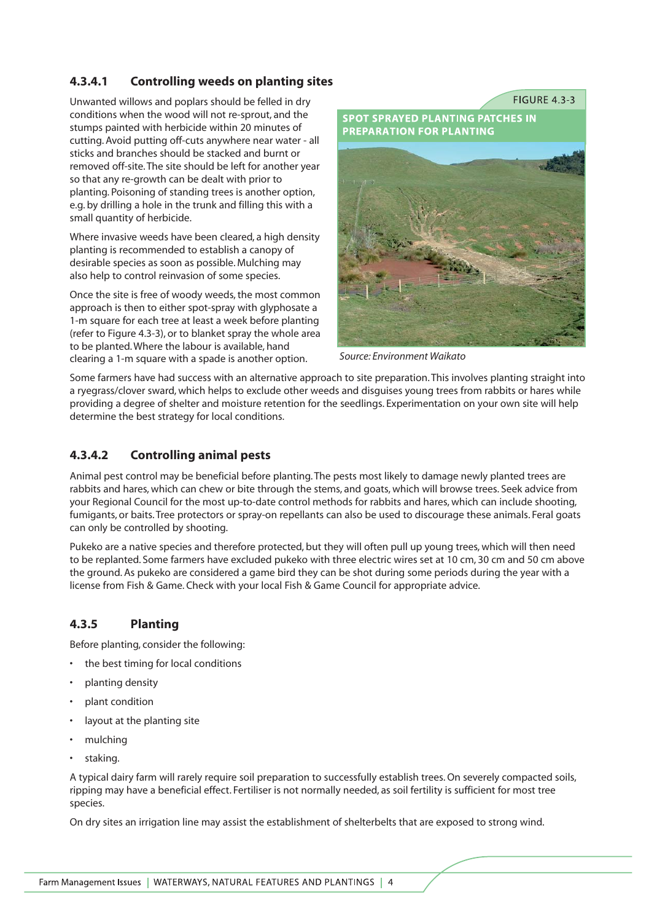### 4.3.4.1 Controlling weeds on planting sites

Unwanted willows and poplars should be felled in dry conditions when the wood will not re-sprout, and the stumps painted with herbicide within 20 minutes of cutting. Avoid putting off-cuts anywhere near water - all sticks and branches should be stacked and burnt or removed off-site. The site should be left for another year so that any re-growth can be dealt with prior to planting. Poisoning of standing trees is another option, e.g. by drilling a hole in the trunk and filling this with a small quantity of herbicide.

Where invasive weeds have been cleared, a high density planting is recommended to establish a canopy of desirable species as soon as possible. Mulching may also help to control reinvasion of some species.

Once the site is free of woody weeds, the most common approach is then to either spot-spray with glyphosate a 1-m square for each tree at least a week before planting (refer to Figure 4.3-3), or to blanket spray the whole area to be planted. Where the labour is available, hand clearing a 1-m square with a spade is another option.

FIGURE 4.3-3

SPOT SPRAYED PLANTING PATCHES IN PREPARATION FOR PLANTING

*Source: Environment Waikato*

Some farmers have had success with an alternative approach to site preparation. This involves planting straight into a ryegrass/clover sward, which helps to exclude other weeds and disguises young trees from rabbits or hares while providing a degree of shelter and moisture retention for the seedlings. Experimentation on your own site will help determine the best strategy for local conditions.

### 4.3.4.2 Controlling animal pests

Animal pest control may be beneficial before planting. The pests most likely to damage newly planted trees are rabbits and hares, which can chew or bite through the stems, and goats, which will browse trees. Seek advice from your Regional Council for the most up-to-date control methods for rabbits and hares, which can include shooting, fumigants, or baits. Tree protectors or spray-on repellants can also be used to discourage these animals. Feral goats can only be controlled by shooting.

Pukeko are a native species and therefore protected, but they will often pull up young trees, which will then need to be replanted. Some farmers have excluded pukeko with three electric wires set at 10 cm, 30 cm and 50 cm above the ground. As pukeko are considered a game bird they can be shot during some periods during the year with a license from Fish & Game. Check with your local Fish & Game Council for appropriate advice.

## 4.3.5 Planting

Before planting, consider the following:

- the best timing for local conditions
- planting density
- plant condition
- layout at the planting site
- mulching
- staking.

A typical dairy farm will rarely require soil preparation to successfully establish trees. On severely compacted soils, ripping may have a beneficial effect. Fertiliser is not normally needed, as soil fertility is sufficient for most tree species.

On dry sites an irrigation line may assist the establishment of shelterbelts that are exposed to strong wind.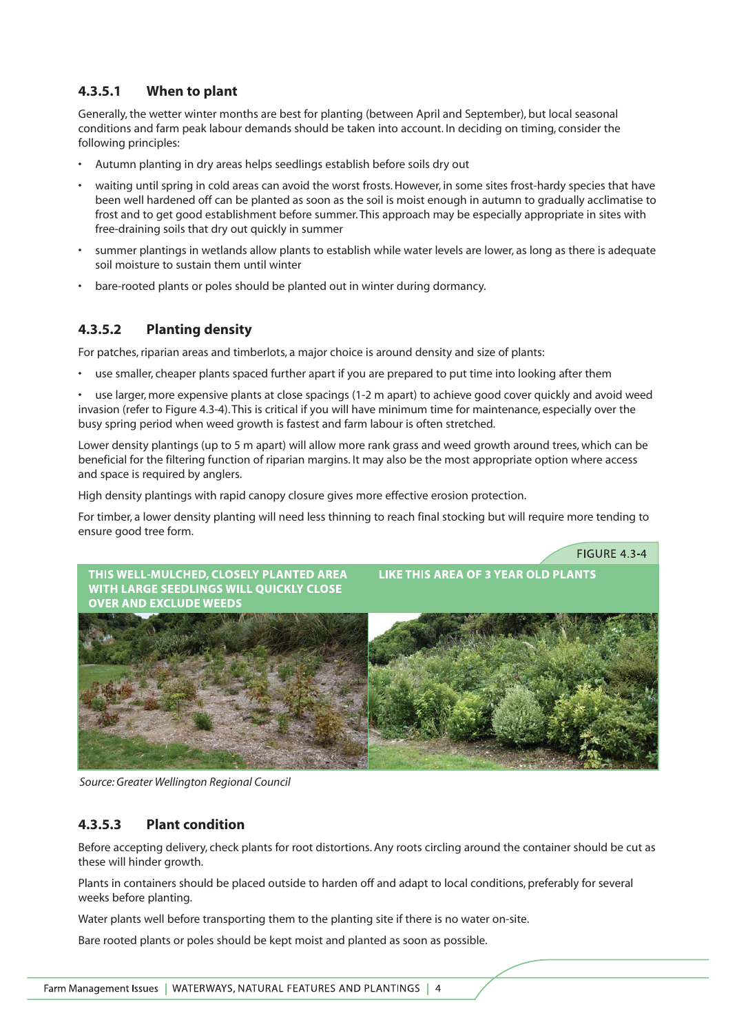#### 4.3.5.1 When to plant

Generally, the wetter winter months are best for planting (between April and September), but local seasonal conditions and farm peak labour demands should be taken into account. In deciding on timing, consider the following principles:

- Autumn planting in dry areas helps seedlings establish before soils dry out
- waiting until spring in cold areas can avoid the worst frosts. However, in some sites frost-hardy species that have been well hardened off can be planted as soon as the soil is moist enough in autumn to gradually acclimatise to frost and to get good establishment before summer. This approach may be especially appropriate in sites with free-draining soils that dry out quickly in summer
- summer plantings in wetlands allow plants to establish while water levels are lower, as long as there is adequate soil moisture to sustain them until winter
- bare-rooted plants or poles should be planted out in winter during dormancy.

#### 4.3.5.2 Planting density

For patches, riparian areas and timberlots, a major choice is around density and size of plants:

- use smaller, cheaper plants spaced further apart if you are prepared to put time into looking after them
- use larger, more expensive plants at close spacings (1-2 m apart) to achieve good cover quickly and avoid weed invasion (refer to Figure 4.3-4). This is critical if you will have minimum time for maintenance, especially over the busy spring period when weed growth is fastest and farm labour is often stretched.

Lower density plantings (up to 5 m apart) will allow more rank grass and weed growth around trees, which can be beneficial for the filtering function of riparian margins. It may also be the most appropriate option where access and space is required by anglers.

High density plantings with rapid canopy closure gives more effective erosion protection.

For timber, a lower density planting will need less thinning to reach final stocking but will require more tending to ensure good tree form.

FIGURE 4.3-4

THIS WELL-MULCHED, CLOSELY PLANTED AREA WITH LARGE SEEDLINGS WILL QUICKLY CLOSE OVER AND EXCLUDE WEEDS

LIKE THIS AREA OF 3 YEAR OLD PLANTS

*Source: Greater Wellington Regional Council*

#### 4.3.5.3 Plant condition

Before accepting delivery, check plants for root distortions. Any roots circling around the container should be cut as these will hinder growth.

Plants in containers should be placed outside to harden off and adapt to local conditions, preferably for several weeks before planting.

Water plants well before transporting them to the planting site if there is no water on-site.

Bare rooted plants or poles should be kept moist and planted as soon as possible.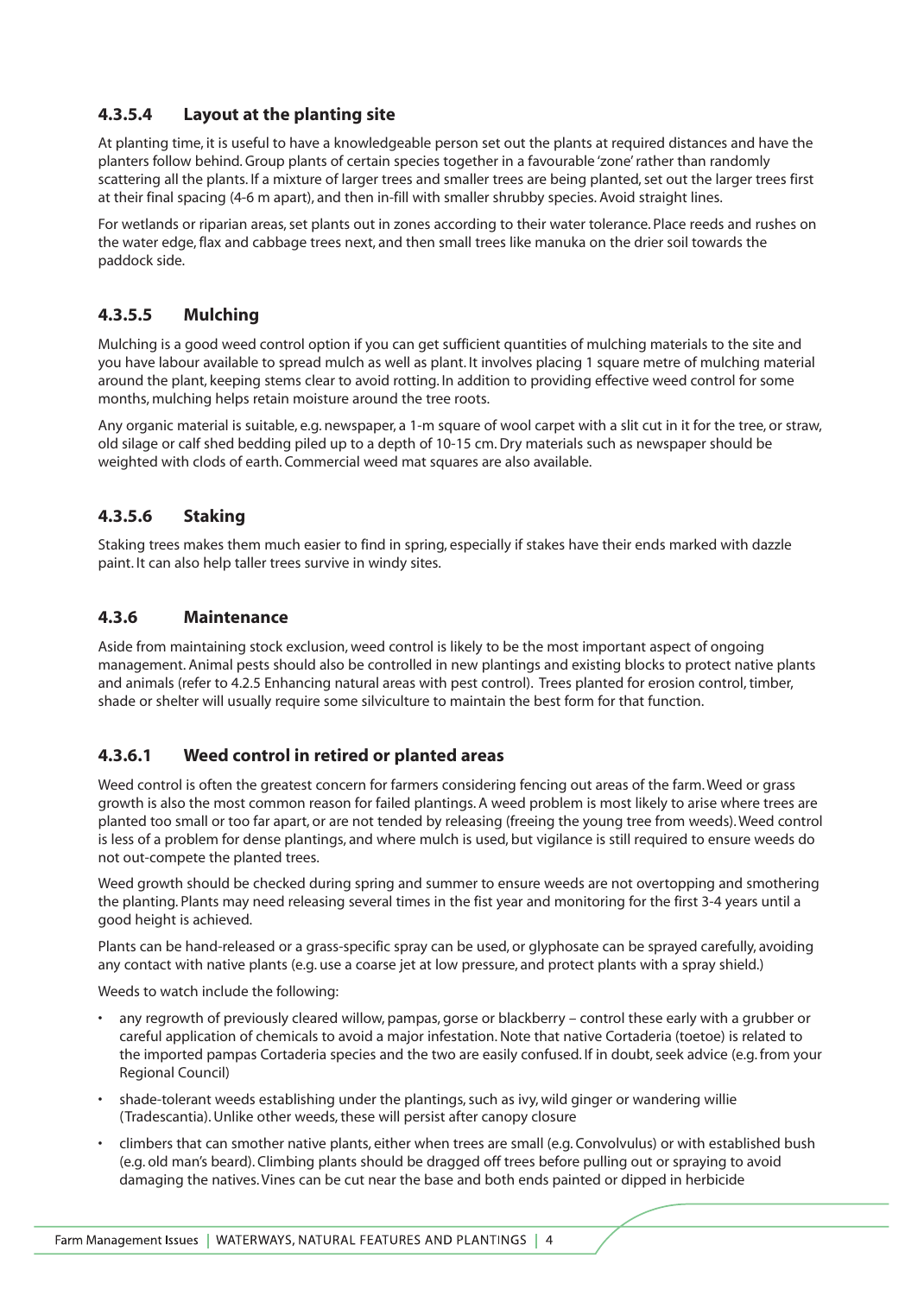### 4.3.5.4 Layout at the planting site

At planting time, it is useful to have a knowledgeable person set out the plants at required distances and have the planters follow behind. Group plants of certain species together in a favourable 'zone' rather than randomly scattering all the plants. If a mixture of larger trees and smaller trees are being planted, set out the larger trees first at their final spacing (4-6 m apart), and then in-fill with smaller shrubby species. Avoid straight lines.

For wetlands or riparian areas, set plants out in zones according to their water tolerance. Place reeds and rushes on the water edge, flax and cabbage trees next, and then small trees like manuka on the drier soil towards the paddock side.

### 4.3.5.5 Mulching

Mulching is a good weed control option if you can get sufficient quantities of mulching materials to the site and you have labour available to spread mulch as well as plant. It involves placing 1 square metre of mulching material around the plant, keeping stems clear to avoid rotting. In addition to providing effective weed control for some months, mulching helps retain moisture around the tree roots.

Any organic material is suitable, e.g. newspaper, a 1-m square of wool carpet with a slit cut in it for the tree, or straw, old silage or calf shed bedding piled up to a depth of 10-15 cm. Dry materials such as newspaper should be weighted with clods of earth. Commercial weed mat squares are also available.

### 4.3.5.6 Staking

Staking trees makes them much easier to find in spring, especially if stakes have their ends marked with dazzle paint. It can also help taller trees survive in windy sites.

### 4.3.6 Maintenance

Aside from maintaining stock exclusion, weed control is likely to be the most important aspect of ongoing management. Animal pests should also be controlled in new plantings and existing blocks to protect native plants and animals (refer to 4.2.5 Enhancing natural areas with pest control). Trees planted for erosion control, timber, shade or shelter will usually require some silviculture to maintain the best form for that function.

### 4.3.6.1 Weed control in retired or planted areas

Weed control is often the greatest concern for farmers considering fencing out areas of the farm. Weed or grass growth is also the most common reason for failed plantings. A weed problem is most likely to arise where trees are planted too small or too far apart, or are not tended by releasing (freeing the young tree from weeds). Weed control is less of a problem for dense plantings, and where mulch is used, but vigilance is still required to ensure weeds do not out-compete the planted trees.

Weed growth should be checked during spring and summer to ensure weeds are not overtopping and smothering the planting. Plants may need releasing several times in the fist year and monitoring for the first 3-4 years until a good height is achieved.

Plants can be hand-released or a grass-specific spray can be used, or glyphosate can be sprayed carefully, avoiding any contact with native plants (e.g. use a coarse jet at low pressure, and protect plants with a spray shield.)

Weeds to watch include the following:

- any regrowth of previously cleared willow, pampas, gorse or blackberry – control these early with a grubber or careful application of chemicals to avoid a major infestation. Note that native Cortaderia (toetoe) is related to the imported pampas Cortaderia species and the two are easily confused. If in doubt, seek advice (e.g. from your Regional Council)
- shade-tolerant weeds establishing under the plantings, such as ivy, wild ginger or wandering willie (Tradescantia). Unlike other weeds, these will persist after canopy closure
- climbers that can smother native plants, either when trees are small (e.g. Convolvulus) or with established bush (e.g. old man's beard). Climbing plants should be dragged off trees before pulling out or spraying to avoid damaging the natives. Vines can be cut near the base and both ends painted or dipped in herbicide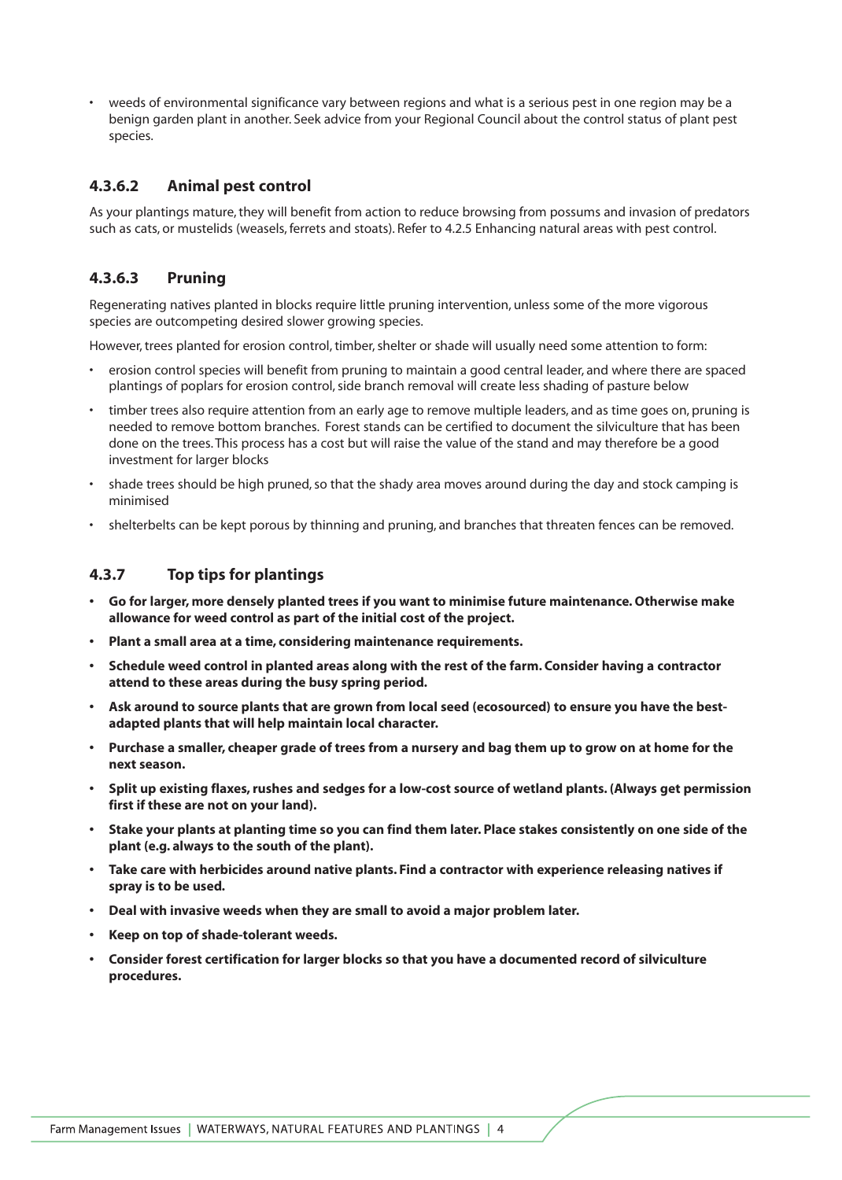- weeds of environmental significance vary between regions and what is a serious pest in one region may be a benign garden plant in another. Seek advice from your Regional Council about the control status of plant pest species.

### 4.3.6.2 Animal pest control

As your plantings mature, they will benefit from action to reduce browsing from possums and invasion of predators such as cats, or mustelids (weasels, ferrets and stoats). Refer to 4.2.5 Enhancing natural areas with pest control.

### 4.3.6.3 Pruning

Regenerating natives planted in blocks require little pruning intervention, unless some of the more vigorous species are outcompeting desired slower growing species.

However, trees planted for erosion control, timber, shelter or shade will usually need some attention to form:

- erosion control species will benefit from pruning to maintain a good central leader, and where there are spaced plantings of poplars for erosion control, side branch removal will create less shading of pasture below
- timber trees also require attention from an early age to remove multiple leaders, and as time goes on, pruning is needed to remove bottom branches. Forest stands can be certified to document the silviculture that has been done on the trees. This process has a cost but will raise the value of the stand and may therefore be a good investment for larger blocks
- shade trees should be high pruned, so that the shady area moves around during the day and stock camping is minimised
- shelterbelts can be kept porous by thinning and pruning, and branches that threaten fences can be removed.

## 4.3.7 Top tips for plantings

- **Go for larger, more densely planted trees if you want to minimise future maintenance. Otherwise make allowance for weed control as part of the initial cost of the project.**
- **Plant a small area at a time, considering maintenance requirements.**
- **Schedule weed control in planted areas along with the rest of the farm. Consider having a contractor attend to these areas during the busy spring period.**
- **Ask around to source plants that are grown from local seed (ecosourced) to ensure you have the best-adapted plants that will help maintain local character.**
- **Purchase a smaller, cheaper grade of trees from a nursery and bag them up to grow on at home for the next season.**
- **Split up existing flaxes, rushes and sedges for a low-cost source of wetland plants. (Always get permission first if these are not on your land).**
- **Stake your plants at planting time so you can find them later. Place stakes consistently on one side of the plant (e.g. always to the south of the plant).**
- **Take care with herbicides around native plants. Find a contractor with experience releasing natives if spray is to be used.**
- **Deal with invasive weeds when they are small to avoid a major problem later.**
- **Keep on top of shade-tolerant weeds.**
- **Consider forest certification for larger blocks so that you have a documented record of silviculture procedures.**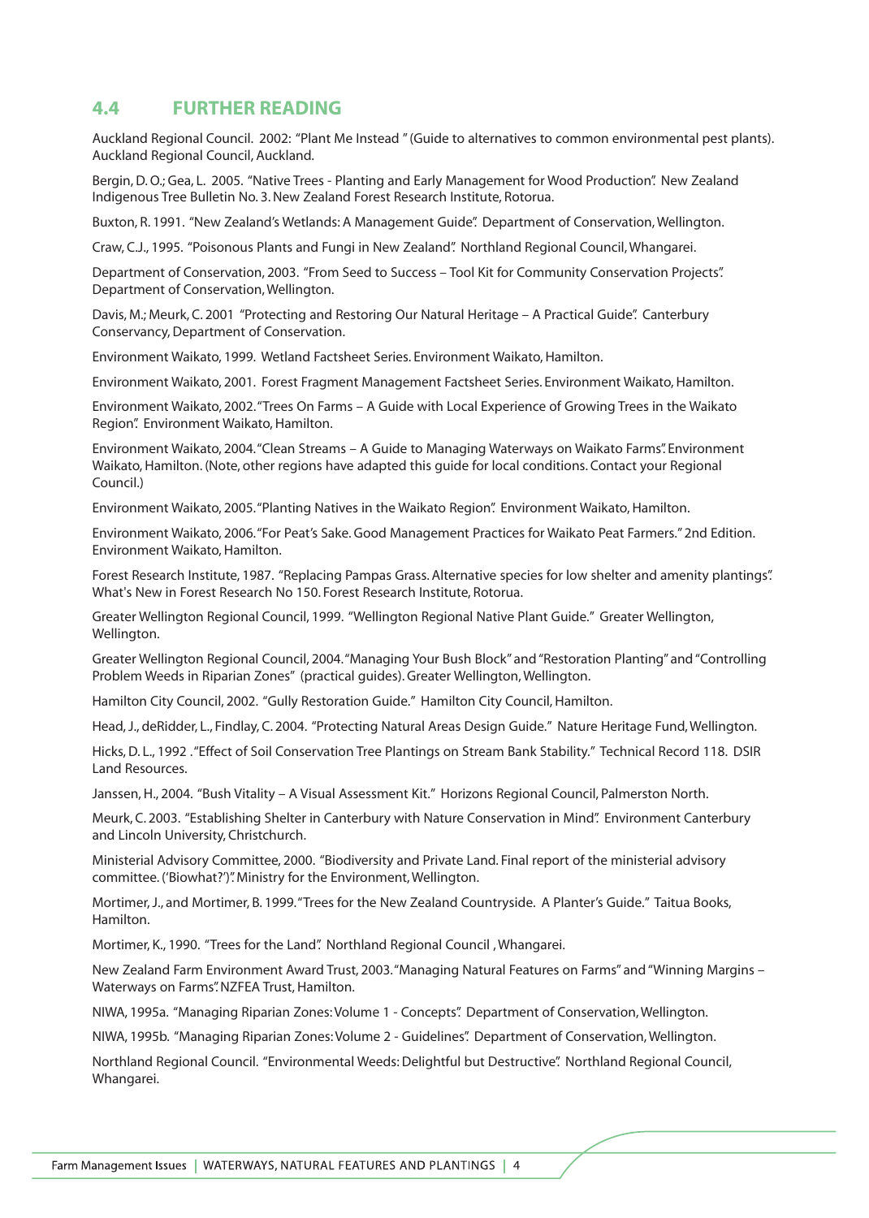## 4.4 FURTHER READING

Auckland Regional Council. 2002: "Plant Me Instead " (Guide to alternatives to common environmental pest plants). Auckland Regional Council, Auckland.

Bergin, D. O.; Gea, L. 2005. "Native Trees - Planting and Early Management for Wood Production". New Zealand Indigenous Tree Bulletin No. 3. New Zealand Forest Research Institute, Rotorua.

Buxton, R. 1991. "New Zealand's Wetlands: A Management Guide". Department of Conservation, Wellington.

Craw, C.J., 1995. "Poisonous Plants and Fungi in New Zealand". Northland Regional Council, Whangarei.

Department of Conservation, 2003. "From Seed to Success – Tool Kit for Community Conservation Projects". Department of Conservation, Wellington.

Davis, M.; Meurk, C. 2001 "Protecting and Restoring Our Natural Heritage – A Practical Guide". Canterbury Conservancy, Department of Conservation.

Environment Waikato, 1999. Wetland Factsheet Series. Environment Waikato, Hamilton.

Environment Waikato, 2001. Forest Fragment Management Factsheet Series. Environment Waikato, Hamilton.

Environment Waikato, 2002. "Trees On Farms – A Guide with Local Experience of Growing Trees in the Waikato Region". Environment Waikato, Hamilton.

Environment Waikato, 2004. "Clean Streams – A Guide to Managing Waterways on Waikato Farms". Environment Waikato, Hamilton. (Note, other regions have adapted this guide for local conditions. Contact your Regional Council.)

Environment Waikato, 2005. "Planting Natives in the Waikato Region". Environment Waikato, Hamilton.

Environment Waikato, 2006. "For Peat's Sake. Good Management Practices for Waikato Peat Farmers." 2nd Edition. Environment Waikato, Hamilton.

Forest Research Institute, 1987. "Replacing Pampas Grass. Alternative species for low shelter and amenity plantings". What's New in Forest Research No 150. Forest Research Institute, Rotorua.

Greater Wellington Regional Council, 1999. "Wellington Regional Native Plant Guide." Greater Wellington, Wellington.

Greater Wellington Regional Council, 2004. "Managing Your Bush Block" and "Restoration Planting" and "Controlling Problem Weeds in Riparian Zones" (practical guides). Greater Wellington, Wellington.

Hamilton City Council, 2002. "Gully Restoration Guide." Hamilton City Council, Hamilton.

Head, J., deRidder, L., Findlay, C. 2004. "Protecting Natural Areas Design Guide." Nature Heritage Fund, Wellington.

Hicks, D. L., 1992 . "Effect of Soil Conservation Tree Plantings on Stream Bank Stability." Technical Record 118. DSIR Land Resources.

Janssen, H., 2004. "Bush Vitality – A Visual Assessment Kit." Horizons Regional Council, Palmerston North.

Meurk, C. 2003. "Establishing Shelter in Canterbury with Nature Conservation in Mind". Environment Canterbury and Lincoln University, Christchurch.

Ministerial Advisory Committee, 2000. "Biodiversity and Private Land. Final report of the ministerial advisory committee. ('Biowhat?')". Ministry for the Environment, Wellington.

Mortimer, J., and Mortimer, B. 1999. "Trees for the New Zealand Countryside. A Planter's Guide." Taitua Books, Hamilton.

Mortimer, K., 1990. "Trees for the Land". Northland Regional Council , Whangarei.

New Zealand Farm Environment Award Trust, 2003. "Managing Natural Features on Farms" and "Winning Margins – Waterways on Farms". NZFEA Trust, Hamilton.

NIWA, 1995a. "Managing Riparian Zones: Volume 1 - Concepts". Department of Conservation, Wellington.

NIWA, 1995b. "Managing Riparian Zones: Volume 2 - Guidelines". Department of Conservation, Wellington.

Northland Regional Council. "Environmental Weeds: Delightful but Destructive". Northland Regional Council, Whangarei.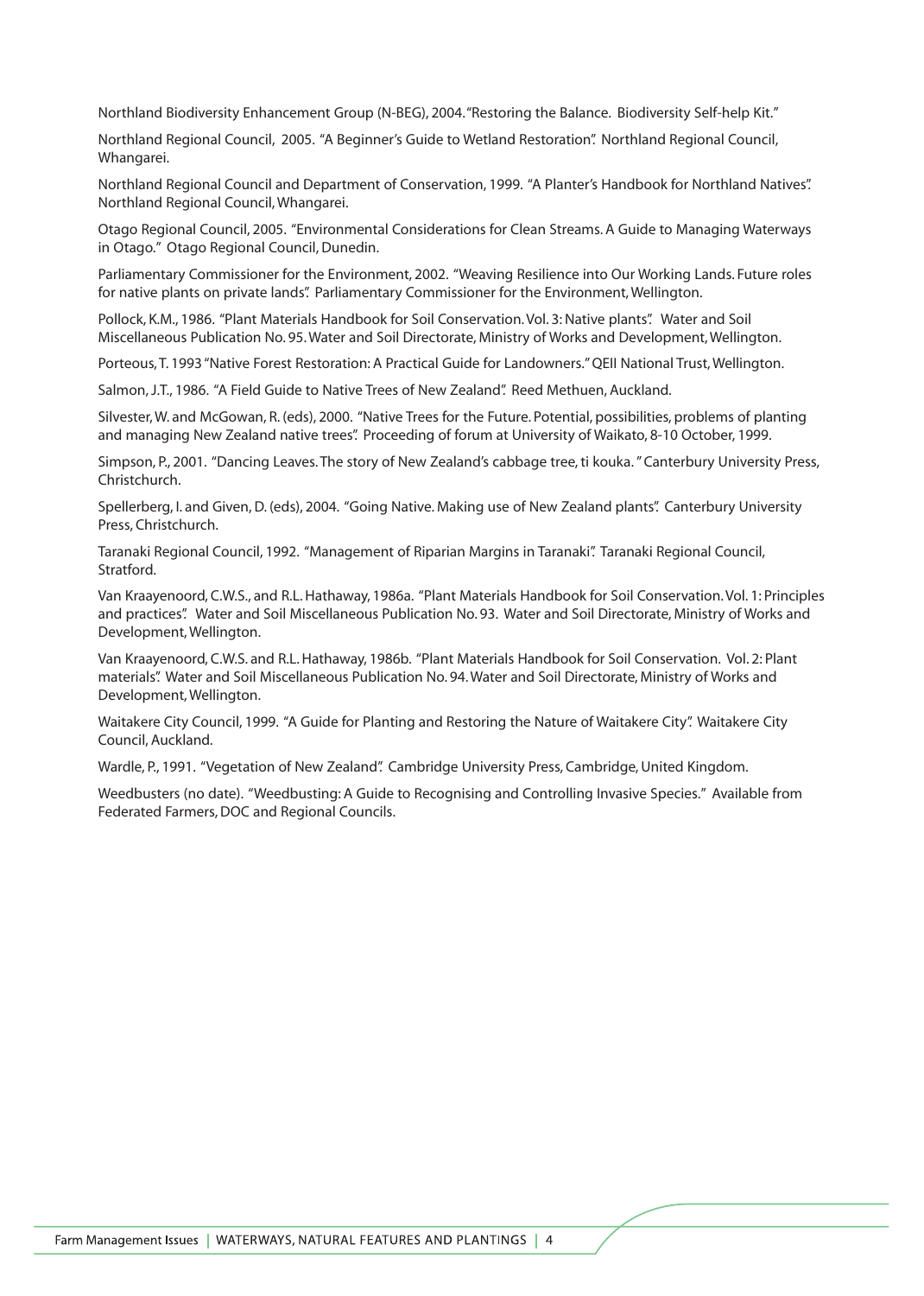Northland Biodiversity Enhancement Group (N-BEG), 2004. "Restoring the Balance. Biodiversity Self-help Kit."

Northland Regional Council, 2005. "A Beginner's Guide to Wetland Restoration". Northland Regional Council, Whangarei.

Northland Regional Council and Department of Conservation, 1999. "A Planter's Handbook for Northland Natives". Northland Regional Council, Whangarei.

Otago Regional Council, 2005. "Environmental Considerations for Clean Streams. A Guide to Managing Waterways in Otago." Otago Regional Council, Dunedin.

Parliamentary Commissioner for the Environment, 2002. "Weaving Resilience into Our Working Lands. Future roles for native plants on private lands". Parliamentary Commissioner for the Environment, Wellington.

Pollock, K.M., 1986. "Plant Materials Handbook for Soil Conservation. Vol. 3: Native plants". Water and Soil Miscellaneous Publication No. 95. Water and Soil Directorate, Ministry of Works and Development, Wellington.

Porteous, T. 1993 "Native Forest Restoration: A Practical Guide for Landowners." QEII National Trust, Wellington.

Salmon, J.T., 1986. "A Field Guide to Native Trees of New Zealand". Reed Methuen, Auckland.

Silvester, W. and McGowan, R. (eds), 2000. "Native Trees for the Future. Potential, possibilities, problems of planting and managing New Zealand native trees". Proceeding of forum at University of Waikato, 8-10 October, 1999.

Simpson, P., 2001. "Dancing Leaves. The story of New Zealand's cabbage tree, ti kouka." Canterbury University Press, Christchurch.

Spellerberg, I. and Given, D. (eds), 2004. "Going Native. Making use of New Zealand plants". Canterbury University Press, Christchurch.

Taranaki Regional Council, 1992. "Management of Riparian Margins in Taranaki". Taranaki Regional Council, Stratford.

Van Kraayenoord, C.W.S., and R.L. Hathaway, 1986a. "Plant Materials Handbook for Soil Conservation. Vol. 1: Principles and practices". Water and Soil Miscellaneous Publication No. 93. Water and Soil Directorate, Ministry of Works and Development, Wellington.

Van Kraayenoord, C.W.S. and R.L. Hathaway, 1986b. "Plant Materials Handbook for Soil Conservation. Vol. 2: Plant materials". Water and Soil Miscellaneous Publication No. 94. Water and Soil Directorate, Ministry of Works and Development, Wellington.

Waitakere City Council, 1999. "A Guide for Planting and Restoring the Nature of Waitakere City". Waitakere City Council, Auckland.

Wardle, P., 1991. "Vegetation of New Zealand". Cambridge University Press, Cambridge, United Kingdom.

Weedbusters (no date). "Weedbusting: A Guide to Recognising and Controlling Invasive Species." Available from Federated Farmers, DOC and Regional Councils.